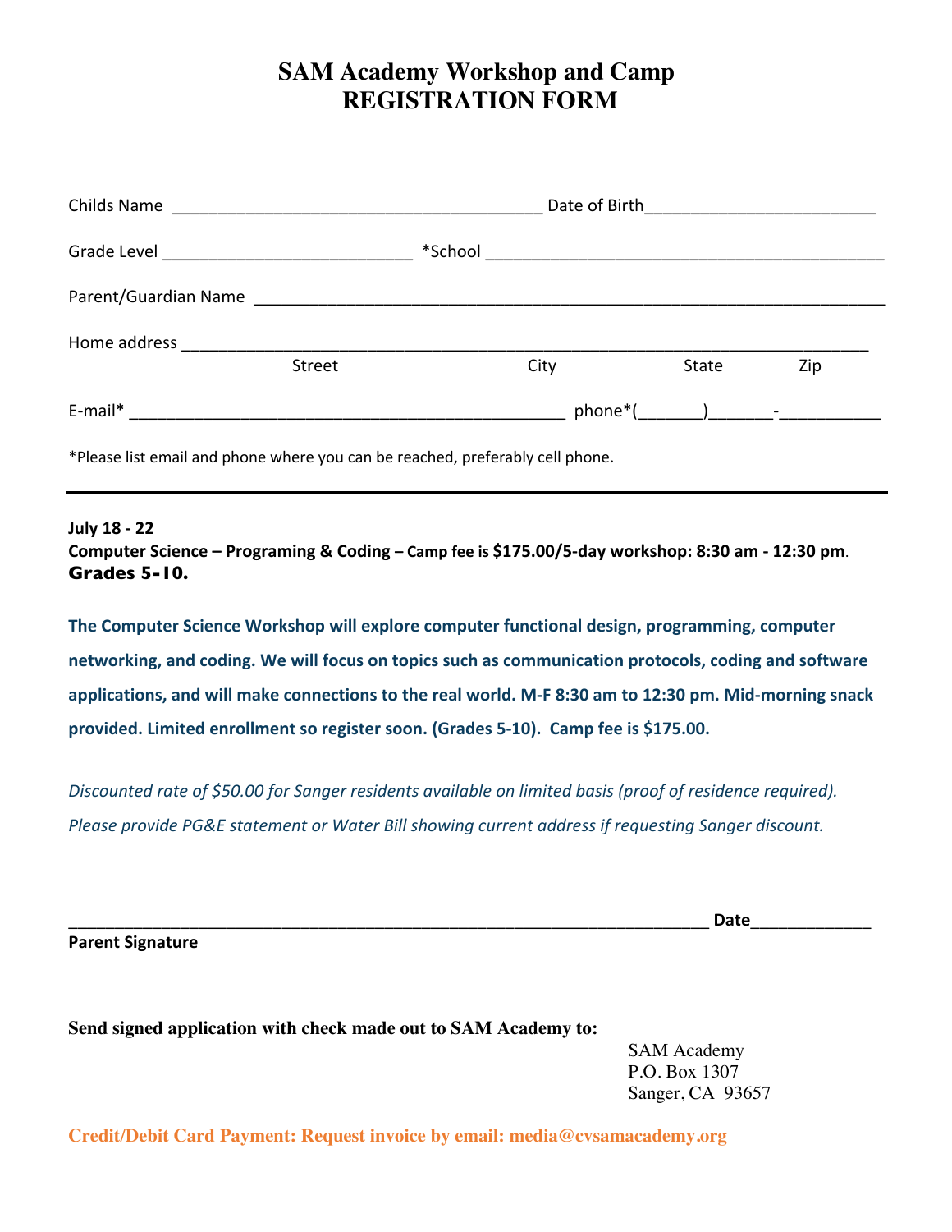# SAM Academy Workshop and Camp
# REGISTRATION FORM

Childs Name ________________________________________ Date of Birth________________________

Grade Level ___________________________ *School ____________________________________________

Parent/Guardian Name ______________________________________________________________________

Home address ____________________________________________________________________________
Street City State Zip

E-mail* _______________________________________________ phone*(_______)_______-___________

*Please list email and phone where you can be reached, preferably cell phone.

---

**July 18 - 22**
**Computer Science – Programing & Coding – Camp fee is $175.00/5-day workshop: 8:30 am - 12:30 pm.**
**Grades 5-10.**

**The Computer Science Workshop will explore computer functional design, programming, computer networking, and coding. We will focus on topics such as communication protocols, coding and software applications, and will make connections to the real world. M-F 8:30 am to 12:30 pm. Mid-morning snack provided. Limited enrollment so register soon. (Grades 5-10). Camp fee is $175.00.**

*Discounted rate of $50.00 for Sanger residents available on limited basis (proof of residence required). Please provide PG&E statement or Water Bill showing current address if requesting Sanger discount.*

_____________________________________________________________________ **Date**_____________
**Parent Signature**

**Send signed application with check made out to SAM Academy to:**

SAM Academy
P.O. Box 1307
Sanger, CA 93657

**Credit/Debit Card Payment: Request invoice by email: media@cvsamacademy.org**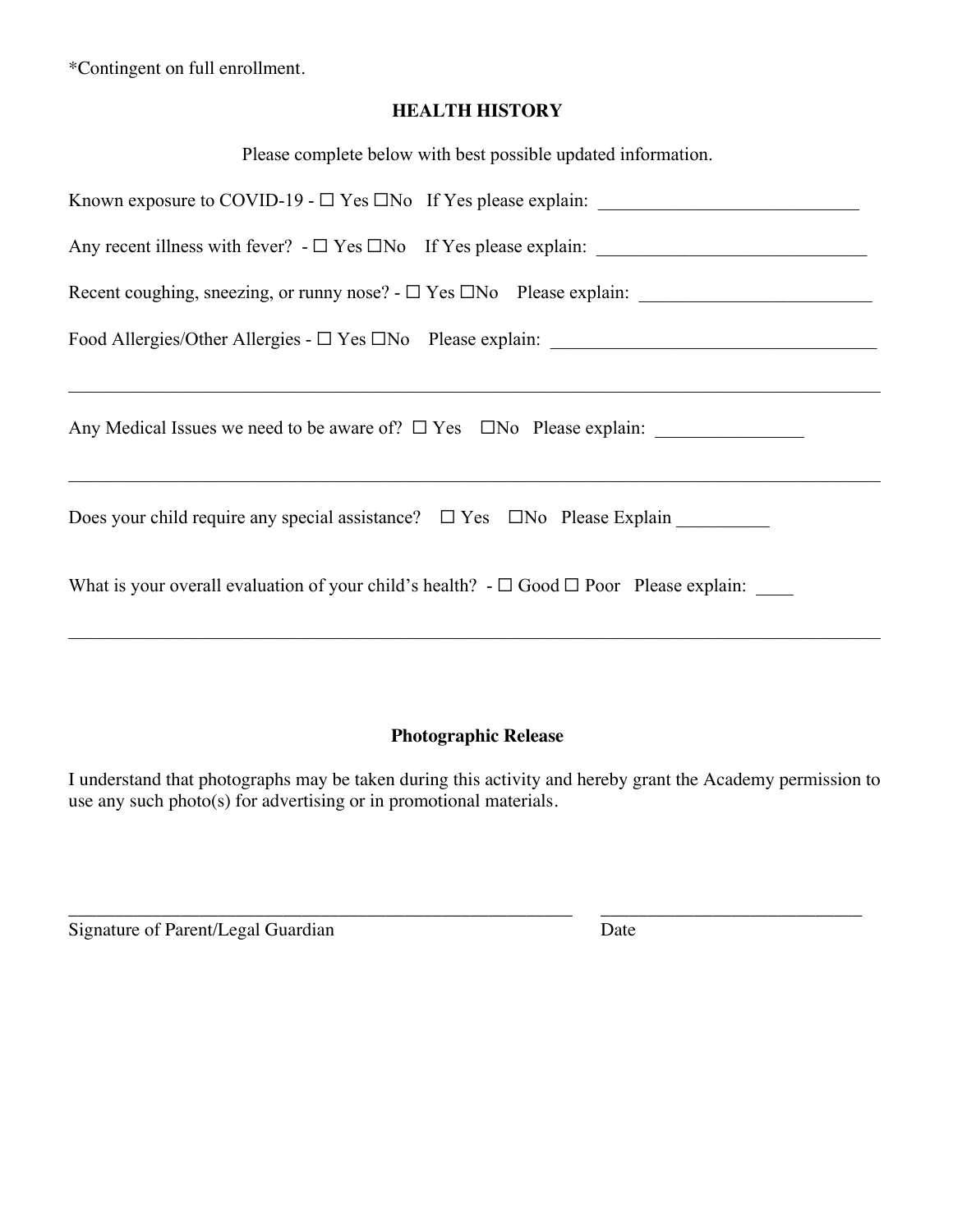*Contingent on full enrollment.

**HEALTH HISTORY**

Please complete below with best possible updated information.

Known exposure to COVID-19 - ☐ Yes ☐No   If Yes please explain: ____________________________

Any recent illness with fever?  - ☐ Yes ☐No   If Yes please explain: ______________________________

Recent coughing, sneezing, or runny nose? - ☐ Yes ☐No   Please explain: _________________________

Food Allergies/Other Allergies - ☐ Yes ☐No   Please explain: ____________________________________

______________________________________________________________________________________

Any Medical Issues we need to be aware of?  ☐ Yes   ☐No   Please explain: ________________

______________________________________________________________________________________

Does your child require any special assistance?   ☐ Yes   ☐No   Please Explain __________

What is your overall evaluation of your child's health?  - ☐ Good ☐ Poor   Please explain: ____

______________________________________________________________________________________

**Photographic Release**

I understand that photographs may be taken during this activity and hereby grant the Academy permission to use any such photo(s) for advertising or in promotional materials.

________________________________________________________     ____________________________

Signature of Parent/Legal Guardian                                                      Date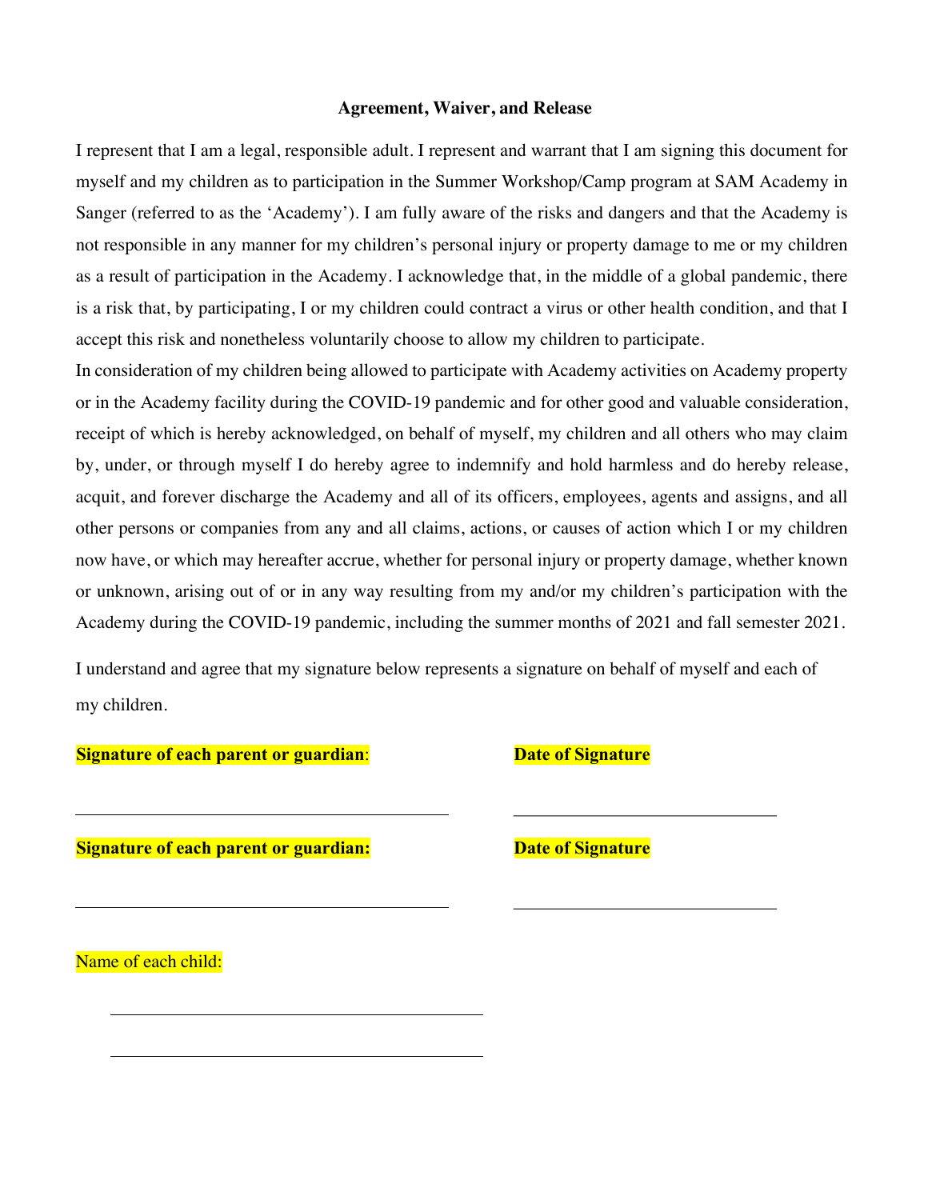**Agreement, Waiver, and Release**

I represent that I am a legal, responsible adult. I represent and warrant that I am signing this document for myself and my children as to participation in the Summer Workshop/Camp program at SAM Academy in Sanger (referred to as the 'Academy'). I am fully aware of the risks and dangers and that the Academy is not responsible in any manner for my children's personal injury or property damage to me or my children as a result of participation in the Academy. I acknowledge that, in the middle of a global pandemic, there is a risk that, by participating, I or my children could contract a virus or other health condition, and that I accept this risk and nonetheless voluntarily choose to allow my children to participate.

In consideration of my children being allowed to participate with Academy activities on Academy property or in the Academy facility during the COVID-19 pandemic and for other good and valuable consideration, receipt of which is hereby acknowledged, on behalf of myself, my children and all others who may claim by, under, or through myself I do hereby agree to indemnify and hold harmless and do hereby release, acquit, and forever discharge the Academy and all of its officers, employees, agents and assigns, and all other persons or companies from any and all claims, actions, or causes of action which I or my children now have, or which may hereafter accrue, whether for personal injury or property damage, whether known or unknown, arising out of or in any way resulting from my and/or my children's participation with the Academy during the COVID-19 pandemic, including the summer months of 2021 and fall semester 2021.

I understand and agree that my signature below represents a signature on behalf of myself and each of my children.

**Signature of each parent or guardian**: ______________________________ **Date of Signature** ____________________

**Signature of each parent or guardian:** ______________________________ **Date of Signature** ____________________

Name of each child:

______________________________

______________________________